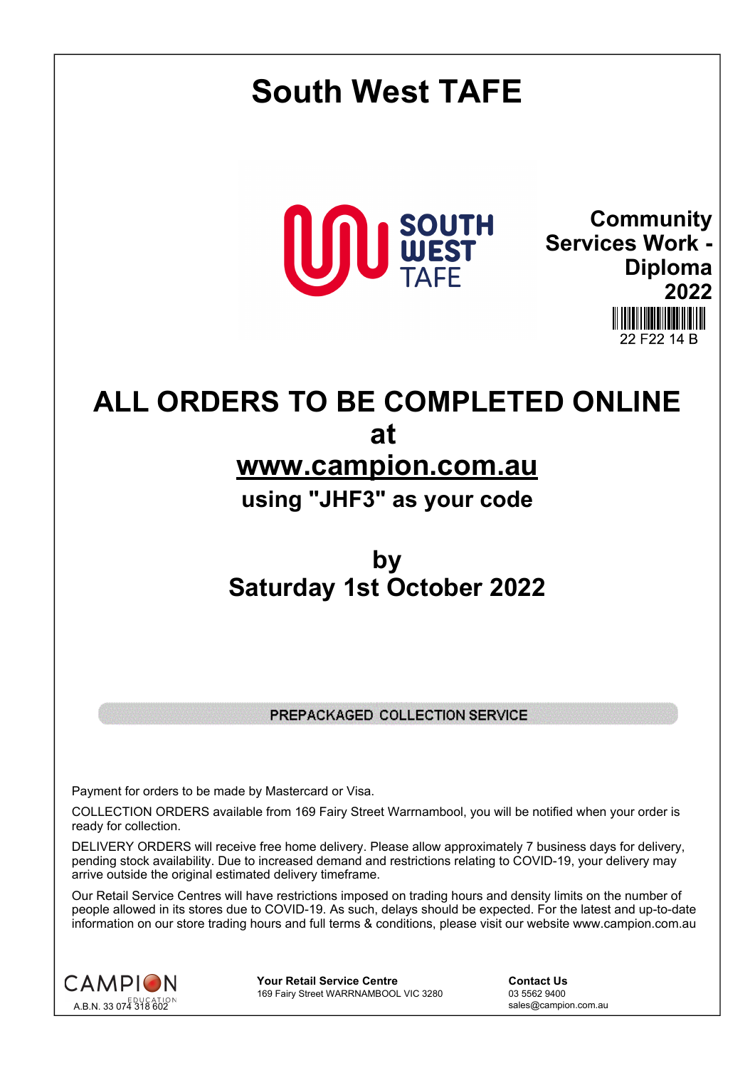# South West TAFE

SOUTH WEST TAFE

**Community Services Work - Diploma 2022**

22 F22 14 B

## ALL ORDERS TO BE COMPLETED ONLINE at www.campion.com.au

### using "JHF3" as your code

## by Saturday 1st October 2022

PREPACKAGED COLLECTION SERVICE

Payment for orders to be made by Mastercard or Visa.

COLLECTION ORDERS available from 169 Fairy Street Warrnambool, you will be notified when your order is ready for collection.

DELIVERY ORDERS will receive free home delivery. Please allow approximately 7 business days for delivery, pending stock availability. Due to increased demand and restrictions relating to COVID-19, your delivery may arrive outside the original estimated delivery timeframe.

Our Retail Service Centres will have restrictions imposed on trading hours and density limits on the number of people allowed in its stores due to COVID-19. As such, delays should be expected. For the latest and up-to-date information on our store trading hours and full terms & conditions, please visit our website www.campion.com.au

CAMPION EDUCATION
A.B.N. 33 074 318 602

**Your Retail Service Centre**
169 Fairy Street WARRNAMBOOL VIC 3280

**Contact Us**
03 5562 9400
sales@campion.com.au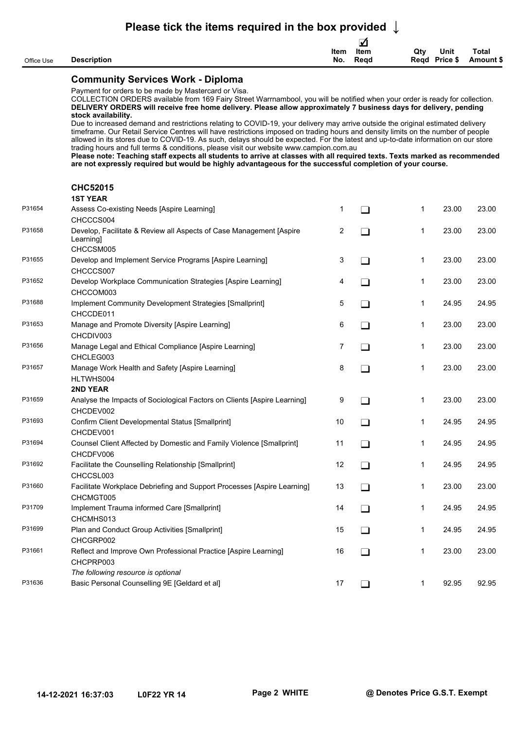**Please tick the items required in the box provided ↓**

| Office Use | Description | Item No. | ☑ Item Reqd | Qty Reqd | Unit Price $ | Total Amount $ |
|---|---|---|---|---|---|---|

## Community Services Work - Diploma

Payment for orders to be made by Mastercard or Visa.
COLLECTION ORDERS available from 169 Fairy Street Warrnambool, you will be notified when your order is ready for collection.
**DELIVERY ORDERS will receive free home delivery. Please allow approximately 7 business days for delivery, pending stock availability.**
Due to increased demand and restrictions relating to COVID-19, your delivery may arrive outside the original estimated delivery timeframe. Our Retail Service Centres will have restrictions imposed on trading hours and density limits on the number of people allowed in its stores due to COVID-19. As such, delays should be expected. For the latest and up-to-date information on our store trading hours and full terms & conditions, please visit our website www.campion.com.au
**Please note: Teaching staff expects all students to arrive at classes with all required texts. Texts marked as recommended are not expressly required but would be highly advantageous for the successful completion of your course.**

### CHC52015

| Office Use | Description | Item No. | Item Reqd | Qty Reqd | Unit Price $ | Total Amount $ |
|---|---|---|---|---|---|---|
| | **1ST YEAR** | | | | | |
| P31654 | Assess Co-existing Needs [Aspire Learning] CHCCCS004 | 1 | ❑ | 1 | 23.00 | 23.00 |
| P31658 | Develop, Facilitate & Review all Aspects of Case Management [Aspire Learning] CHCCSM005 | 2 | ❑ | 1 | 23.00 | 23.00 |
| P31655 | Develop and Implement Service Programs [Aspire Learning] CHCCCS007 | 3 | ❑ | 1 | 23.00 | 23.00 |
| P31652 | Develop Workplace Communication Strategies [Aspire Learning] CHCCOM003 | 4 | ❑ | 1 | 23.00 | 23.00 |
| P31688 | Implement Community Development Strategies [Smallprint] CHCCDE011 | 5 | ❑ | 1 | 24.95 | 24.95 |
| P31653 | Manage and Promote Diversity [Aspire Learning] CHCDIV003 | 6 | ❑ | 1 | 23.00 | 23.00 |
| P31656 | Manage Legal and Ethical Compliance [Aspire Learning] CHCLEG003 | 7 | ❑ | 1 | 23.00 | 23.00 |
| P31657 | Manage Work Health and Safety [Aspire Learning] HLTWHS004 | 8 | ❑ | 1 | 23.00 | 23.00 |
| | **2ND YEAR** | | | | | |
| P31659 | Analyse the Impacts of Sociological Factors on Clients [Aspire Learning] CHCDEV002 | 9 | ❑ | 1 | 23.00 | 23.00 |
| P31693 | Confirm Client Developmental Status [Smallprint] CHCDEV001 | 10 | ❑ | 1 | 24.95 | 24.95 |
| P31694 | Counsel Client Affected by Domestic and Family Violence [Smallprint] CHCDFV006 | 11 | ❑ | 1 | 24.95 | 24.95 |
| P31692 | Facilitate the Counselling Relationship [Smallprint] CHCCSL003 | 12 | ❑ | 1 | 24.95 | 24.95 |
| P31660 | Facilitate Workplace Debriefing and Support Processes [Aspire Learning] CHCMGT005 | 13 | ❑ | 1 | 23.00 | 23.00 |
| P31709 | Implement Trauma informed Care [Smallprint] CHCMHS013 | 14 | ❑ | 1 | 24.95 | 24.95 |
| P31699 | Plan and Conduct Group Activities [Smallprint] CHCGRP002 | 15 | ❑ | 1 | 24.95 | 24.95 |
| P31661 | Reflect and Improve Own Professional Practice [Aspire Learning] CHCPRP003 | 16 | ❑ | 1 | 23.00 | 23.00 |
| | *The following resource is optional* | | | | | |
| P31636 | Basic Personal Counselling 9E [Geldard et al] | 17 | ❑ | 1 | 92.95 | 92.95 |

14-12-2021 16:37:03 L0F22 YR 14 WHITE @ Denotes Price G.S.T. Exempt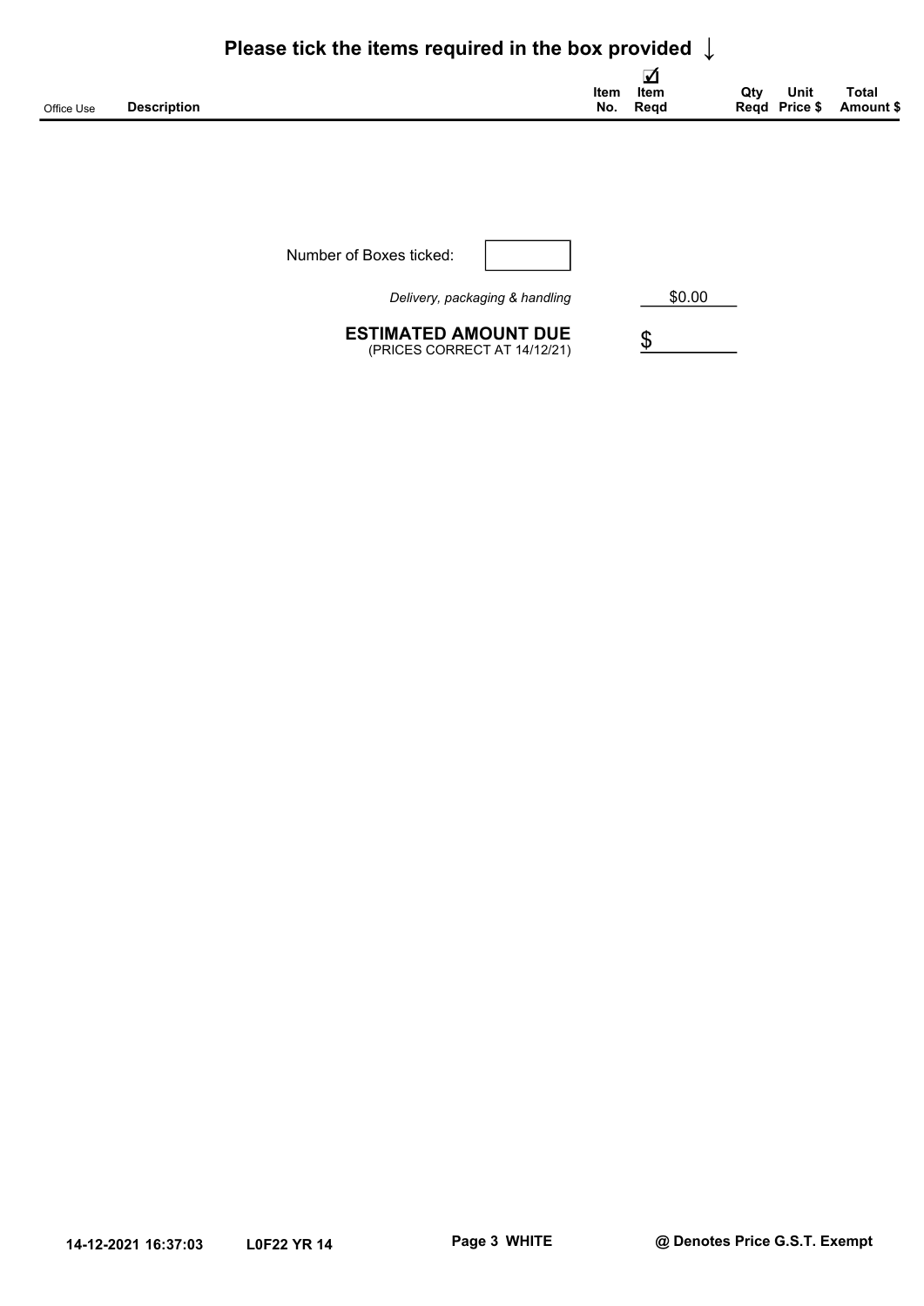**Please tick the items required in the box provided ↓**

| Office Use | Description | Item No. | ☑ Item Reqd | Qty Reqd | Unit Price $ | Total Amount $ |
| --- | --- | --- | --- | --- | --- | --- |

Number of Boxes ticked: 

*Delivery, packaging & handling* $0.00

**ESTIMATED AMOUNT DUE**
(PRICES CORRECT AT 14/12/21) $

14-12-2021 16:37:03 **L0F22 YR 14** **Page 3 WHITE** **@ Denotes Price G.S.T. Exempt**